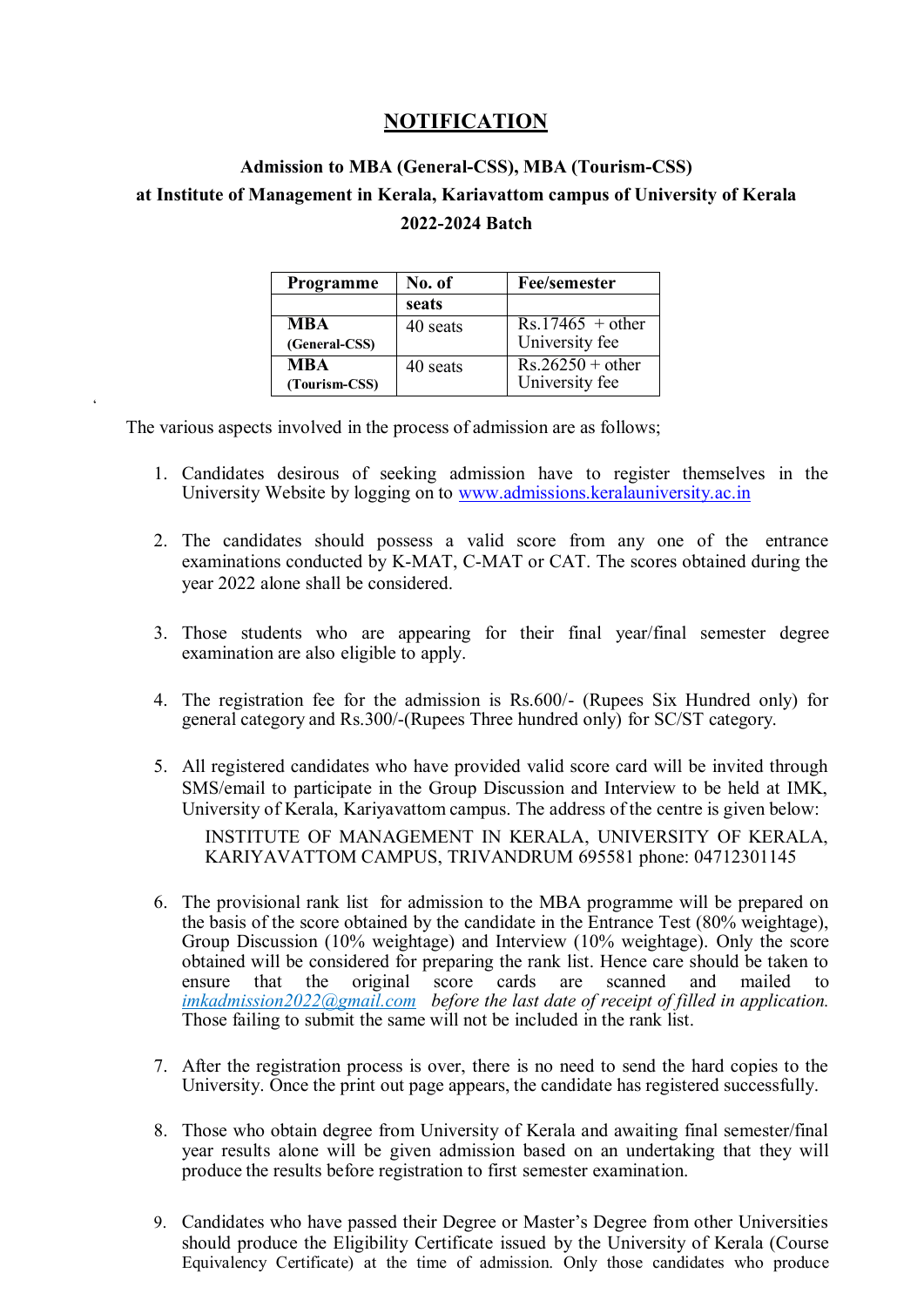# NOTIFICATION

### Admission to MBA (General-CSS), MBA (Tourism-CSS) at Institute of Management in Kerala, Kariavattom campus of University of Kerala 2022-2024 Batch

| Programme | No. of seats | Fee/semester |
|---|---|---|
| **MBA (General-CSS)** | 40 seats | Rs.17465 + other University fee |
| **MBA (Tourism-CSS)** | 40 seats | Rs.26250 + other University fee |

The various aspects involved in the process of admission are as follows;

1. Candidates desirous of seeking admission have to register themselves in the University Website by logging on to www.admissions.keralauniversity.ac.in

2. The candidates should possess a valid score from any one of the entrance examinations conducted by K-MAT, C-MAT or CAT. The scores obtained during the year 2022 alone shall be considered.

3. Those students who are appearing for their final year/final semester degree examination are also eligible to apply.

4. The registration fee for the admission is Rs.600/- (Rupees Six Hundred only) for general category and Rs.300/-(Rupees Three hundred only) for SC/ST category.

5. All registered candidates who have provided valid score card will be invited through SMS/email to participate in the Group Discussion and Interview to be held at IMK, University of Kerala, Kariyavattom campus. The address of the centre is given below:

   INSTITUTE OF MANAGEMENT IN KERALA, UNIVERSITY OF KERALA, KARIYAVATTOM CAMPUS, TRIVANDRUM 695581 phone: 04712301145

6. The provisional rank list for admission to the MBA programme will be prepared on the basis of the score obtained by the candidate in the Entrance Test (80% weightage), Group Discussion (10% weightage) and Interview (10% weightage). Only the score obtained will be considered for preparing the rank list. Hence care should be taken to ensure that the original score cards are scanned and mailed to *imkadmission2022@gmail.com before the last date of receipt of filled in application.* Those failing to submit the same will not be included in the rank list.

7. After the registration process is over, there is no need to send the hard copies to the University. Once the print out page appears, the candidate has registered successfully.

8. Those who obtain degree from University of Kerala and awaiting final semester/final year results alone will be given admission based on an undertaking that they will produce the results before registration to first semester examination.

9. Candidates who have passed their Degree or Master's Degree from other Universities should produce the Eligibility Certificate issued by the University of Kerala (Course Equivalency Certificate) at the time of admission. Only those candidates who produce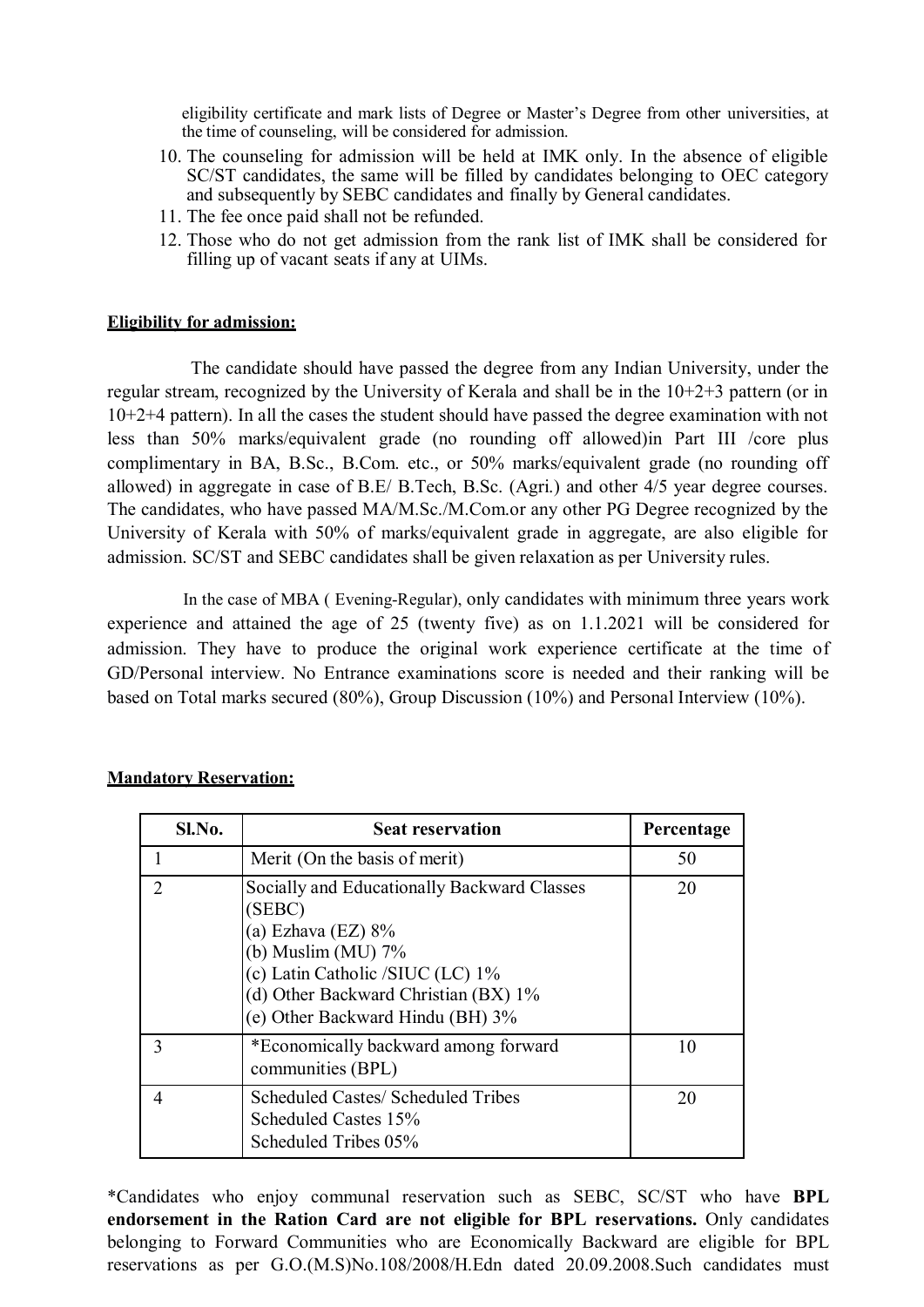eligibility certificate and mark lists of Degree or Master's Degree from other universities, at the time of counseling, will be considered for admission.

10. The counseling for admission will be held at IMK only. In the absence of eligible SC/ST candidates, the same will be filled by candidates belonging to OEC category and subsequently by SEBC candidates and finally by General candidates.
11. The fee once paid shall not be refunded.
12. Those who do not get admission from the rank list of IMK shall be considered for filling up of vacant seats if any at UIMs.

**Eligibility for admission:**

The candidate should have passed the degree from any Indian University, under the regular stream, recognized by the University of Kerala and shall be in the 10+2+3 pattern (or in 10+2+4 pattern). In all the cases the student should have passed the degree examination with not less than 50% marks/equivalent grade (no rounding off allowed)in Part III /core plus complimentary in BA, B.Sc., B.Com. etc., or 50% marks/equivalent grade (no rounding off allowed) in aggregate in case of B.E/ B.Tech, B.Sc. (Agri.) and other 4/5 year degree courses. The candidates, who have passed MA/M.Sc./M.Com.or any other PG Degree recognized by the University of Kerala with 50% of marks/equivalent grade in aggregate, are also eligible for admission. SC/ST and SEBC candidates shall be given relaxation as per University rules.

In the case of MBA ( Evening-Regular), only candidates with minimum three years work experience and attained the age of 25 (twenty five) as on 1.1.2021 will be considered for admission. They have to produce the original work experience certificate at the time of GD/Personal interview. No Entrance examinations score is needed and their ranking will be based on Total marks secured (80%), Group Discussion (10%) and Personal Interview (10%).

**Mandatory Reservation:**

| Sl.No. | Seat reservation | Percentage |
|---|---|---|
| 1 | Merit (On the basis of merit) | 50 |
| 2 | Socially and Educationally Backward Classes (SEBC)<br>(a) Ezhava (EZ) 8%<br>(b) Muslim (MU) 7%<br>(c) Latin Catholic /SIUC (LC) 1%<br>(d) Other Backward Christian (BX) 1%<br>(e) Other Backward Hindu (BH) 3% | 20 |
| 3 | *Economically backward among forward communities (BPL) | 10 |
| 4 | Scheduled Castes/ Scheduled Tribes<br>Scheduled Castes 15%<br>Scheduled Tribes 05% | 20 |

*Candidates who enjoy communal reservation such as SEBC, SC/ST who have **BPL endorsement in the Ration Card are not eligible for BPL reservations.** Only candidates belonging to Forward Communities who are Economically Backward are eligible for BPL reservations as per G.O.(M.S)No.108/2008/H.Edn dated 20.09.2008.Such candidates must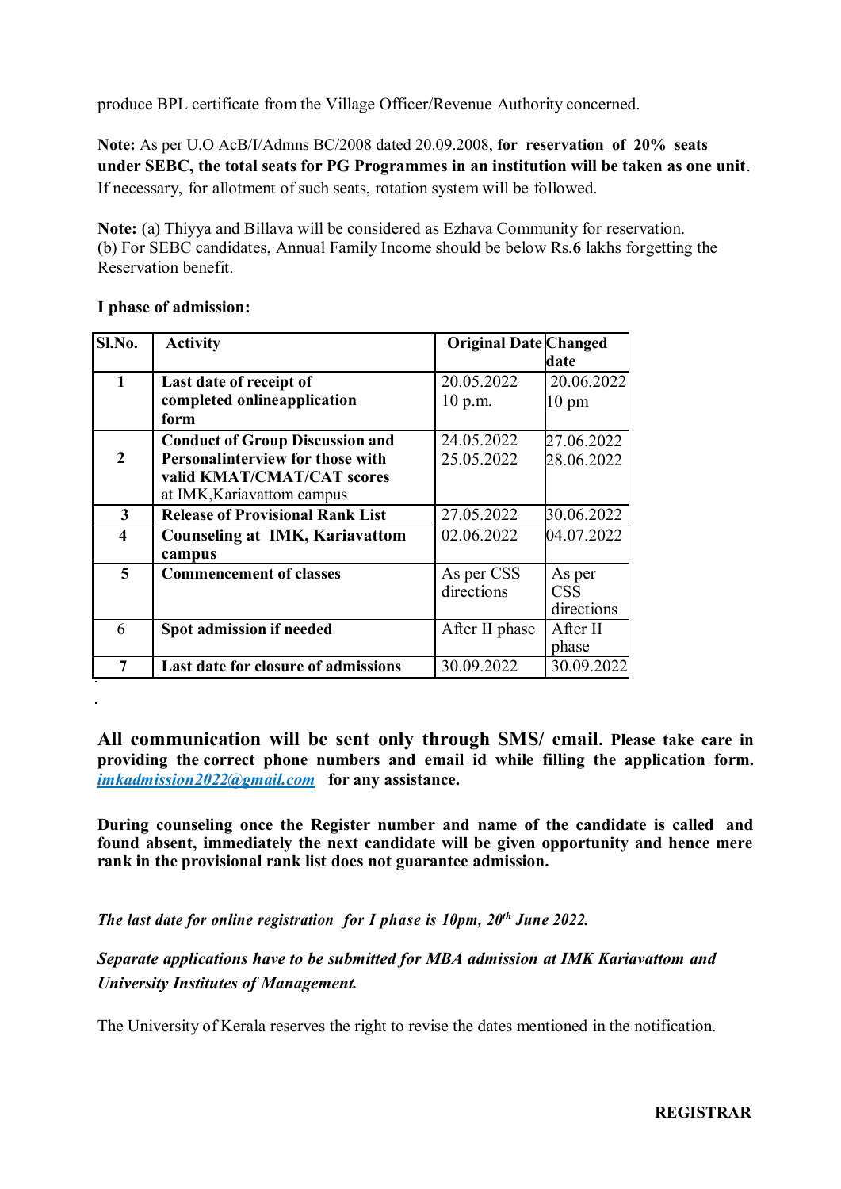produce BPL certificate from the Village Officer/Revenue Authority concerned.

**Note:** As per U.O AcB/I/Admns BC/2008 dated 20.09.2008, **for reservation of 20% seats under SEBC, the total seats for PG Programmes in an institution will be taken as one unit**. If necessary, for allotment of such seats, rotation system will be followed.

**Note:** (a) Thiyya and Billava will be considered as Ezhava Community for reservation.
(b) For SEBC candidates, Annual Family Income should be below Rs.**6** lakhs forgetting the Reservation benefit.

**I phase of admission:**

| Sl.No. | Activity | Original Date | Changed date |
|---|---|---|---|
| **1** | **Last date of receipt of completed onlineapplication form** | 20.05.2022 10 p.m. | 20.06.2022 10 pm |
| **2** | **Conduct of Group Discussion and Personalinterview for those with valid KMAT/CMAT/CAT scores** at IMK,Kariavattom campus | 24.05.2022 25.05.2022 | 27.06.2022 28.06.2022 |
| **3** | **Release of Provisional Rank List** | 27.05.2022 | 30.06.2022 |
| **4** | **Counseling at IMK, Kariavattom campus** | 02.06.2022 | 04.07.2022 |
| **5** | **Commencement of classes** | As per CSS directions | As per CSS directions |
| 6 | **Spot admission if needed** | After II phase | After II phase |
| **7** | **Last date for closure of admissions** | 30.09.2022 | 30.09.2022 |

**All communication will be sent only through SMS/ email. Please take care in providing the correct phone numbers and email id while filling the application form.** ***imkadmission2022@gmail.com*** **for any assistance.**

**During counseling once the Register number and name of the candidate is called and found absent, immediately the next candidate will be given opportunity and hence mere rank in the provisional rank list does not guarantee admission.**

***The last date for online registration for I phase is 10pm, 20th June 2022.***

***Separate applications have to be submitted for MBA admission at IMK Kariavattom and University Institutes of Management.***

The University of Kerala reserves the right to revise the dates mentioned in the notification.

**REGISTRAR**